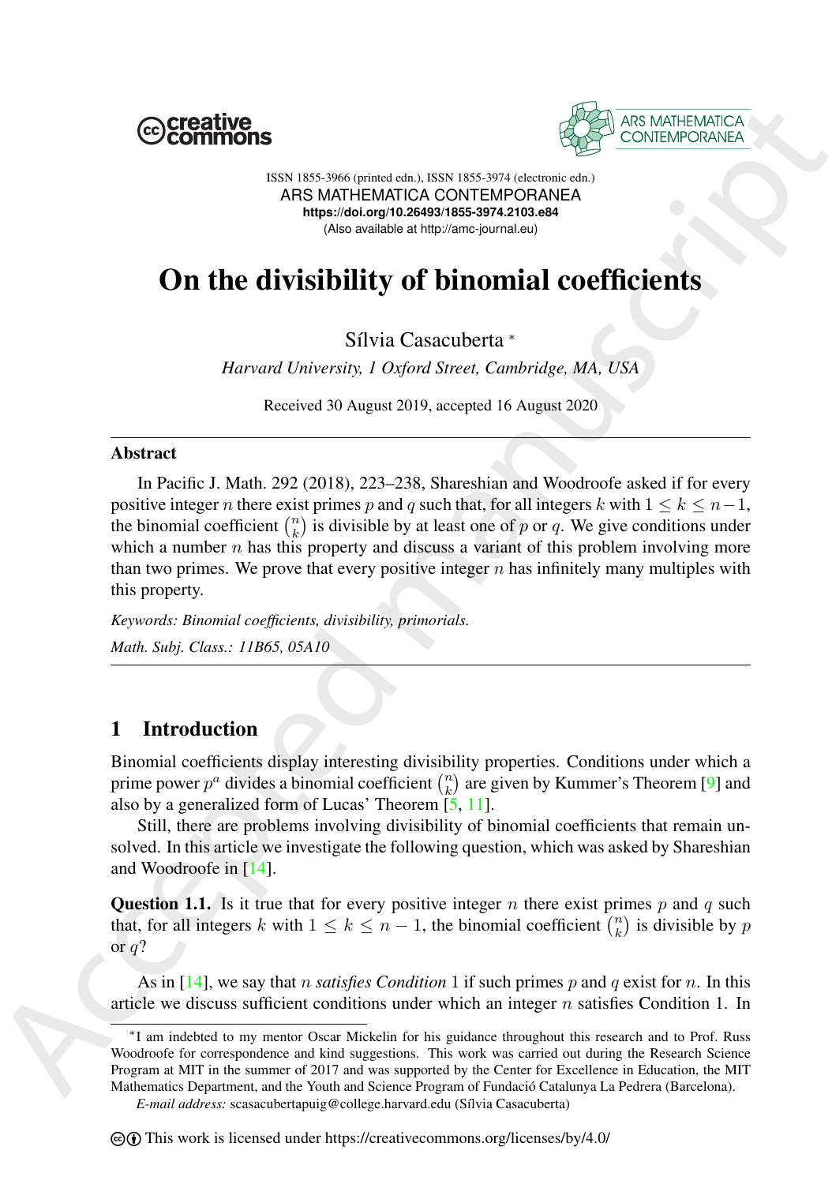ISSN 1855-3966 (printed edn.), ISSN 1855-3974 (electronic edn.)
ARS MATHEMATICA CONTEMPORANEA
https://doi.org/10.26493/1855-3974.2103.e84
(Also available at http://amc-journal.eu)

# On the divisibility of binomial coefficients

Sílvia Casacuberta [*]

*Harvard University, 1 Oxford Street, Cambridge, MA, USA*

Received 30 August 2019, accepted 16 August 2020

### Abstract

In Pacific J. Math. 292 (2018), 223–238, Shareshian and Woodroofe asked if for every positive integer $n$ there exist primes $p$ and $q$ such that, for all integers $k$ with $1 \leq k \leq n-1$, the binomial coefficient $\binom{n}{k}$ is divisible by at least one of $p$ or $q$. We give conditions under which a number $n$ has this property and discuss a variant of this problem involving more than two primes. We prove that every positive integer $n$ has infinitely many multiples with this property.

*Keywords: Binomial coefficients, divisibility, primorials.*

*Math. Subj. Class.: 11B65, 05A10*

## 1 Introduction

Binomial coefficients display interesting divisibility properties. Conditions under which a prime power $p^a$ divides a binomial coefficient $\binom{n}{k}$ are given by Kummer's Theorem [9] and also by a generalized form of Lucas' Theorem [5, 11].

Still, there are problems involving divisibility of binomial coefficients that remain unsolved. In this article we investigate the following question, which was asked by Shareshian and Woodroofe in [14].

**Question 1.1.** Is it true that for every positive integer $n$ there exist primes $p$ and $q$ such that, for all integers $k$ with $1 \leq k \leq n-1$, the binomial coefficient $\binom{n}{k}$ is divisible by $p$ or $q$?

As in [14], we say that $n$ *satisfies Condition* 1 if such primes $p$ and $q$ exist for $n$. In this article we discuss sufficient conditions under which an integer $n$ satisfies Condition 1. In

---

[*] I am indebted to my mentor Oscar Mickelin for his guidance throughout this research and to Prof. Russ Woodroofe for correspondence and kind suggestions. This work was carried out during the Research Science Program at MIT in the summer of 2017 and was supported by the Center for Excellence in Education, the MIT Mathematics Department, and the Youth and Science Program of Fundació Catalunya La Pedrera (Barcelona).

*E-mail address:* scasacubertapuig@college.harvard.edu (Sílvia Casacuberta)

This work is licensed under https://creativecommons.org/licenses/by/4.0/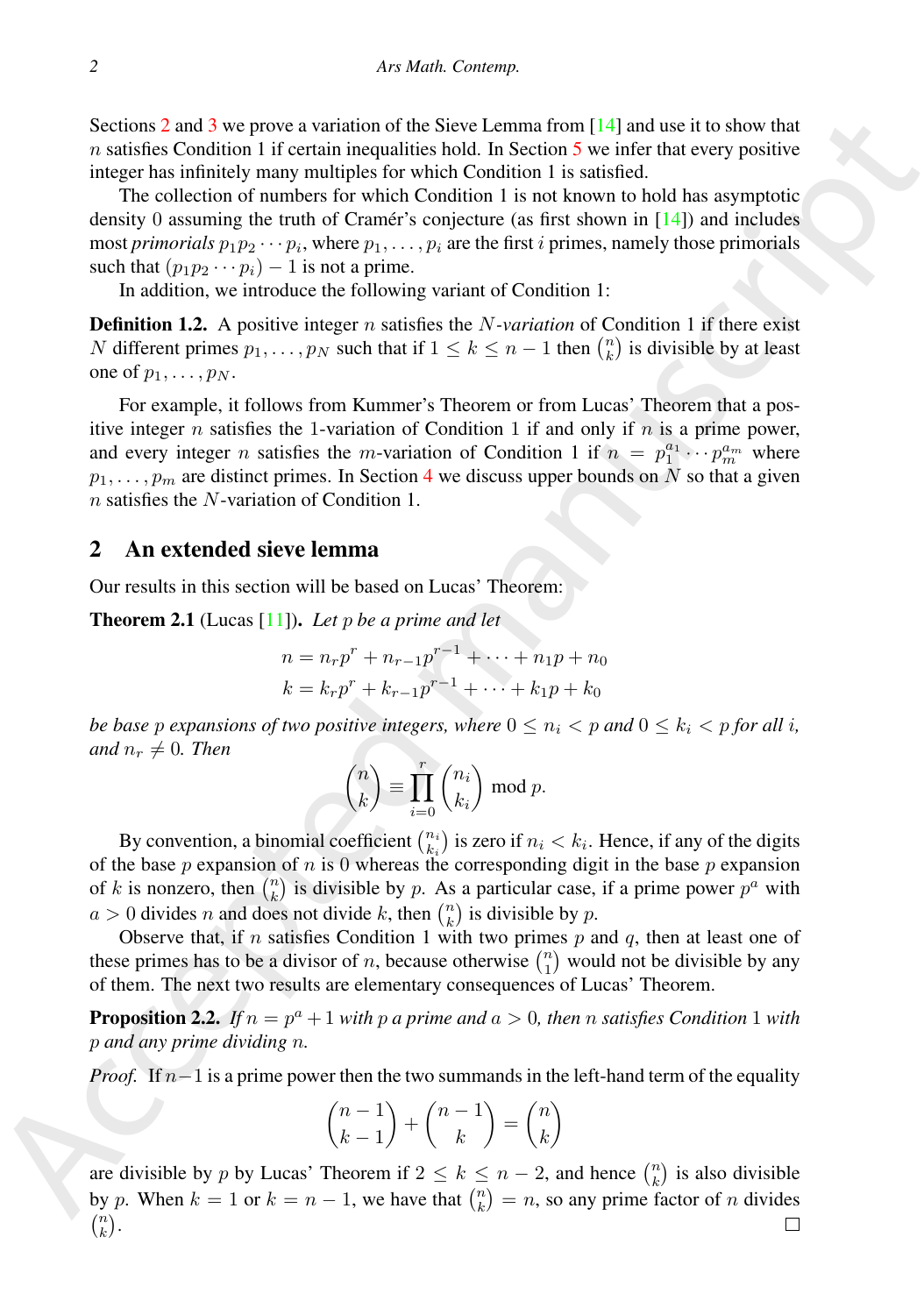Sections 2 and 3 we prove a variation of the Sieve Lemma from [14] and use it to show that $n$ satisfies Condition 1 if certain inequalities hold. In Section 5 we infer that every positive integer has infinitely many multiples for which Condition 1 is satisfied.

The collection of numbers for which Condition 1 is not known to hold has asymptotic density 0 assuming the truth of Cramér's conjecture (as first shown in [14]) and includes most *primorials* $p_1 p_2 \cdots p_i$, where $p_1, \dots, p_i$ are the first $i$ primes, namely those primorials such that $(p_1 p_2 \cdots p_i) - 1$ is not a prime.

In addition, we introduce the following variant of Condition 1:

**Definition 1.2.** A positive integer $n$ satisfies the $N$-*variation* of Condition 1 if there exist $N$ different primes $p_1, \dots, p_N$ such that if $1 \le k \le n-1$ then $\binom{n}{k}$ is divisible by at least one of $p_1, \dots, p_N$.

For example, it follows from Kummer's Theorem or from Lucas' Theorem that a positive integer $n$ satisfies the 1-variation of Condition 1 if and only if $n$ is a prime power, and every integer $n$ satisfies the $m$-variation of Condition 1 if $n = p_1^{a_1} \cdots p_m^{a_m}$ where $p_1, \dots, p_m$ are distinct primes. In Section 4 we discuss upper bounds on $N$ so that a given $n$ satisfies the $N$-variation of Condition 1.

## 2 An extended sieve lemma

Our results in this section will be based on Lucas' Theorem:

**Theorem 2.1** (Lucas [11])**.** *Let $p$ be a prime and let*

$$n = n_r p^r + n_{r-1} p^{r-1} + \cdots + n_1 p + n_0$$
$$k = k_r p^r + k_{r-1} p^{r-1} + \cdots + k_1 p + k_0$$

*be base $p$ expansions of two positive integers, where $0 \le n_i < p$ and $0 \le k_i < p$ for all $i$, and $n_r \neq 0$. Then*

$$\binom{n}{k} \equiv \prod_{i=0}^{r} \binom{n_i}{k_i} \bmod p.$$

By convention, a binomial coefficient $\binom{n_i}{k_i}$ is zero if $n_i < k_i$. Hence, if any of the digits of the base $p$ expansion of $n$ is 0 whereas the corresponding digit in the base $p$ expansion of $k$ is nonzero, then $\binom{n}{k}$ is divisible by $p$. As a particular case, if a prime power $p^a$ with $a > 0$ divides $n$ and does not divide $k$, then $\binom{n}{k}$ is divisible by $p$.

Observe that, if $n$ satisfies Condition 1 with two primes $p$ and $q$, then at least one of these primes has to be a divisor of $n$, because otherwise $\binom{n}{1}$ would not be divisible by any of them. The next two results are elementary consequences of Lucas' Theorem.

**Proposition 2.2.** *If $n = p^a + 1$ with $p$ a prime and $a > 0$, then $n$ satisfies Condition 1 with $p$ and any prime dividing $n$.*

*Proof.* If $n-1$ is a prime power then the two summands in the left-hand term of the equality

$$\binom{n-1}{k-1} + \binom{n-1}{k} = \binom{n}{k}$$

are divisible by $p$ by Lucas' Theorem if $2 \le k \le n-2$, and hence $\binom{n}{k}$ is also divisible by $p$. When $k = 1$ or $k = n-1$, we have that $\binom{n}{k} = n$, so any prime factor of $n$ divides $\binom{n}{k}$. □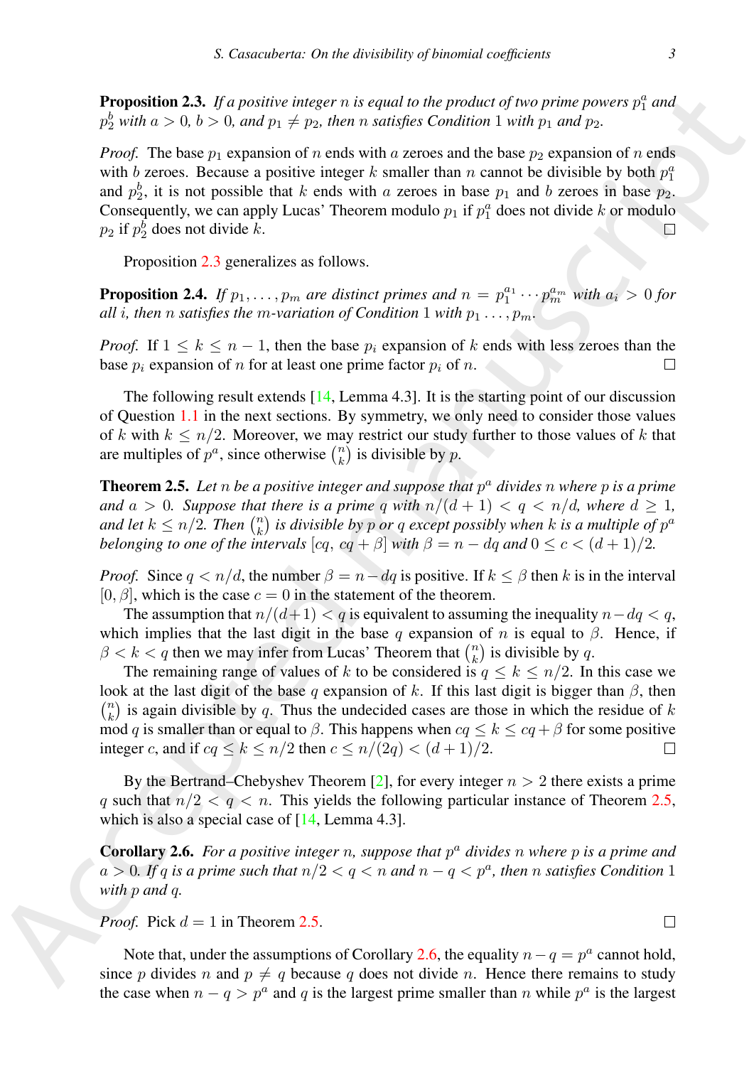**Proposition 2.3.** *If a positive integer $n$ is equal to the product of two prime powers $p_1^a$ and $p_2^b$ with $a > 0$, $b > 0$, and $p_1 \neq p_2$, then $n$ satisfies Condition 1 with $p_1$ and $p_2$.*

*Proof.* The base $p_1$ expansion of $n$ ends with $a$ zeroes and the base $p_2$ expansion of $n$ ends with $b$ zeroes. Because a positive integer $k$ smaller than $n$ cannot be divisible by both $p_1^a$ and $p_2^b$, it is not possible that $k$ ends with $a$ zeroes in base $p_1$ and $b$ zeroes in base $p_2$. Consequently, we can apply Lucas' Theorem modulo $p_1$ if $p_1^a$ does not divide $k$ or modulo $p_2$ if $p_2^b$ does not divide $k$. □

Proposition 2.3 generalizes as follows.

**Proposition 2.4.** *If $p_1, \ldots, p_m$ are distinct primes and $n = p_1^{a_1} \cdots p_m^{a_m}$ with $a_i > 0$ for all $i$, then $n$ satisfies the $m$-variation of Condition 1 with $p_1 \ldots, p_m$.*

*Proof.* If $1 \leq k \leq n - 1$, then the base $p_i$ expansion of $k$ ends with less zeroes than the base $p_i$ expansion of $n$ for at least one prime factor $p_i$ of $n$. □

The following result extends [14, Lemma 4.3]. It is the starting point of our discussion of Question 1.1 in the next sections. By symmetry, we only need to consider those values of $k$ with $k \leq n/2$. Moreover, we may restrict our study further to those values of $k$ that are multiples of $p^a$, since otherwise $\binom{n}{k}$ is divisible by $p$.

**Theorem 2.5.** *Let $n$ be a positive integer and suppose that $p^a$ divides $n$ where $p$ is a prime and $a > 0$. Suppose that there is a prime $q$ with $n/(d+1) < q < n/d$, where $d \geq 1$, and let $k \leq n/2$. Then $\binom{n}{k}$ is divisible by $p$ or $q$ except possibly when $k$ is a multiple of $p^a$ belonging to one of the intervals $[cq,\, cq + \beta]$ with $\beta = n - dq$ and $0 \leq c < (d+1)/2$.*

*Proof.* Since $q < n/d$, the number $\beta = n - dq$ is positive. If $k \leq \beta$ then $k$ is in the interval $[0, \beta]$, which is the case $c = 0$ in the statement of the theorem.

The assumption that $n/(d+1) < q$ is equivalent to assuming the inequality $n - dq < q$, which implies that the last digit in the base $q$ expansion of $n$ is equal to $\beta$. Hence, if $\beta < k < q$ then we may infer from Lucas' Theorem that $\binom{n}{k}$ is divisible by $q$.

The remaining range of values of $k$ to be considered is $q \leq k \leq n/2$. In this case we look at the last digit of the base $q$ expansion of $k$. If this last digit is bigger than $\beta$, then $\binom{n}{k}$ is again divisible by $q$. Thus the undecided cases are those in which the residue of $k$ mod $q$ is smaller than or equal to $\beta$. This happens when $cq \leq k \leq cq + \beta$ for some positive integer $c$, and if $cq \leq k \leq n/2$ then $c \leq n/(2q) < (d+1)/2$. □

By the Bertrand–Chebyshev Theorem [2], for every integer $n > 2$ there exists a prime $q$ such that $n/2 < q < n$. This yields the following particular instance of Theorem 2.5, which is also a special case of [14, Lemma 4.3].

**Corollary 2.6.** *For a positive integer $n$, suppose that $p^a$ divides $n$ where $p$ is a prime and $a > 0$. If $q$ is a prime such that $n/2 < q < n$ and $n - q < p^a$, then $n$ satisfies Condition 1 with $p$ and $q$.*

*Proof.* Pick $d = 1$ in Theorem 2.5. □

Note that, under the assumptions of Corollary 2.6, the equality $n - q = p^a$ cannot hold, since $p$ divides $n$ and $p \neq q$ because $q$ does not divide $n$. Hence there remains to study the case when $n - q > p^a$ and $q$ is the largest prime smaller than $n$ while $p^a$ is the largest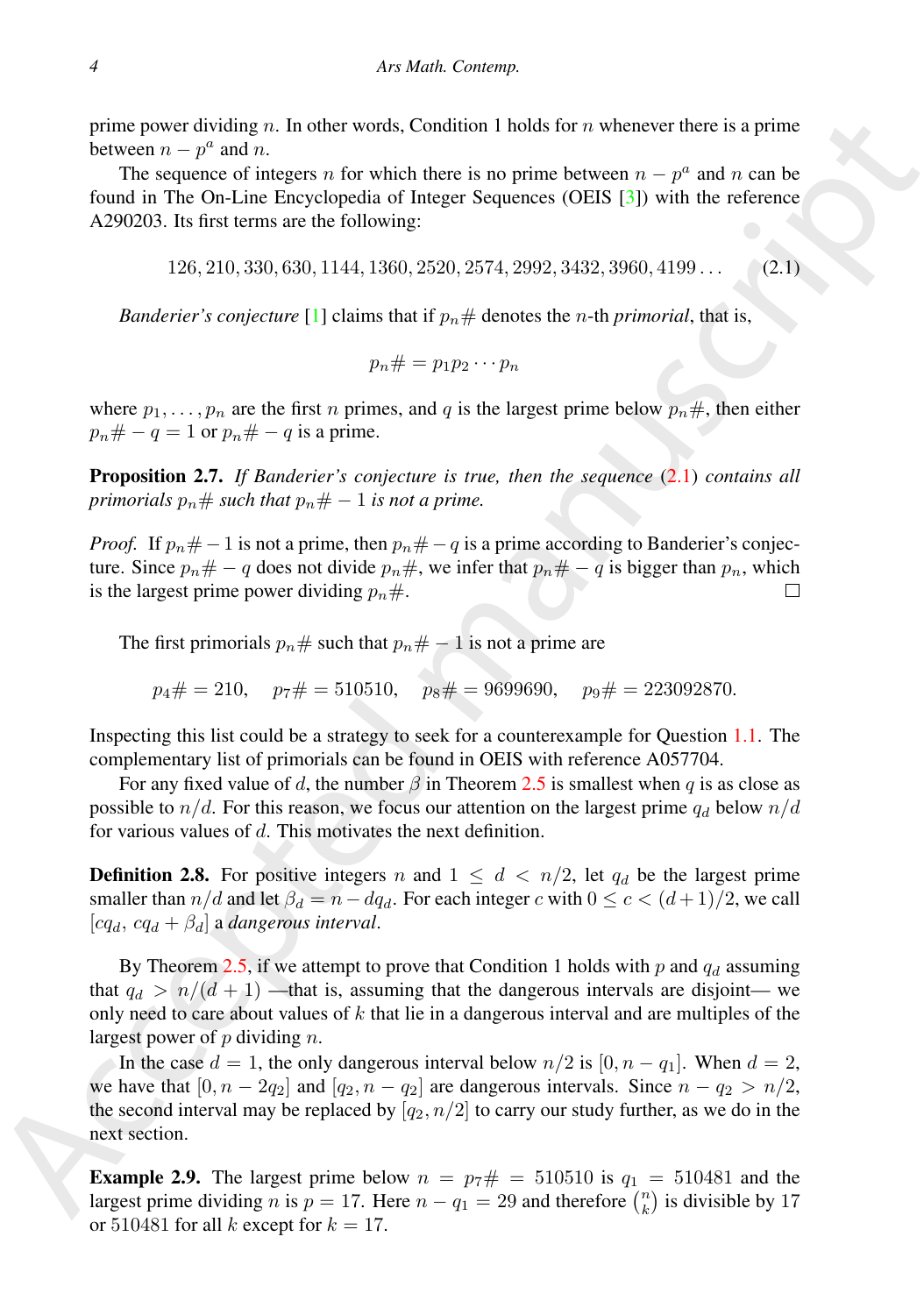prime power dividing $n$. In other words, Condition 1 holds for $n$ whenever there is a prime between $n - p^a$ and $n$.

The sequence of integers $n$ for which there is no prime between $n - p^a$ and $n$ can be found in The On-Line Encyclopedia of Integer Sequences (OEIS [3]) with the reference A290203. Its first terms are the following:

$$126, 210, 330, 630, 1144, 1360, 2520, 2574, 2992, 3432, 3960, 4199 \ldots \tag{2.1}$$

*Banderier's conjecture* [1] claims that if $p_n\#$ denotes the $n$-th *primorial*, that is,

$$p_n\# = p_1 p_2 \cdots p_n$$

where $p_1, \ldots, p_n$ are the first $n$ primes, and $q$ is the largest prime below $p_n\#$, then either $p_n\# - q = 1$ or $p_n\# - q$ is a prime.

**Proposition 2.7.** *If Banderier's conjecture is true, then the sequence* (2.1) *contains all primorials* $p_n\#$ *such that* $p_n\# - 1$ *is not a prime.*

*Proof.* If $p_n\# - 1$ is not a prime, then $p_n\# - q$ is a prime according to Banderier's conjecture. Since $p_n\# - q$ does not divide $p_n\#$, we infer that $p_n\# - q$ is bigger than $p_n$, which is the largest prime power dividing $p_n\#$. □

The first primorials $p_n\#$ such that $p_n\# - 1$ is not a prime are

$$p_4\# = 210, \quad p_7\# = 510510, \quad p_8\# = 9699690, \quad p_9\# = 223092870.$$

Inspecting this list could be a strategy to seek for a counterexample for Question 1.1. The complementary list of primorials can be found in OEIS with reference A057704.

For any fixed value of $d$, the number $\beta$ in Theorem 2.5 is smallest when $q$ is as close as possible to $n/d$. For this reason, we focus our attention on the largest prime $q_d$ below $n/d$ for various values of $d$. This motivates the next definition.

**Definition 2.8.** For positive integers $n$ and $1 \leq d < n/2$, let $q_d$ be the largest prime smaller than $n/d$ and let $\beta_d = n - dq_d$. For each integer $c$ with $0 \leq c < (d+1)/2$, we call $[cq_d, cq_d + \beta_d]$ a *dangerous interval*.

By Theorem 2.5, if we attempt to prove that Condition 1 holds with $p$ and $q_d$ assuming that $q_d > n/(d+1)$ —that is, assuming that the dangerous intervals are disjoint— we only need to care about values of $k$ that lie in a dangerous interval and are multiples of the largest power of $p$ dividing $n$.

In the case $d = 1$, the only dangerous interval below $n/2$ is $[0, n - q_1]$. When $d = 2$, we have that $[0, n - 2q_2]$ and $[q_2, n - q_2]$ are dangerous intervals. Since $n - q_2 > n/2$, the second interval may be replaced by $[q_2, n/2]$ to carry our study further, as we do in the next section.

**Example 2.9.** The largest prime below $n = p_7\# = 510510$ is $q_1 = 510481$ and the largest prime dividing $n$ is $p = 17$. Here $n - q_1 = 29$ and therefore $\binom{n}{k}$ is divisible by 17 or 510481 for all $k$ except for $k = 17$.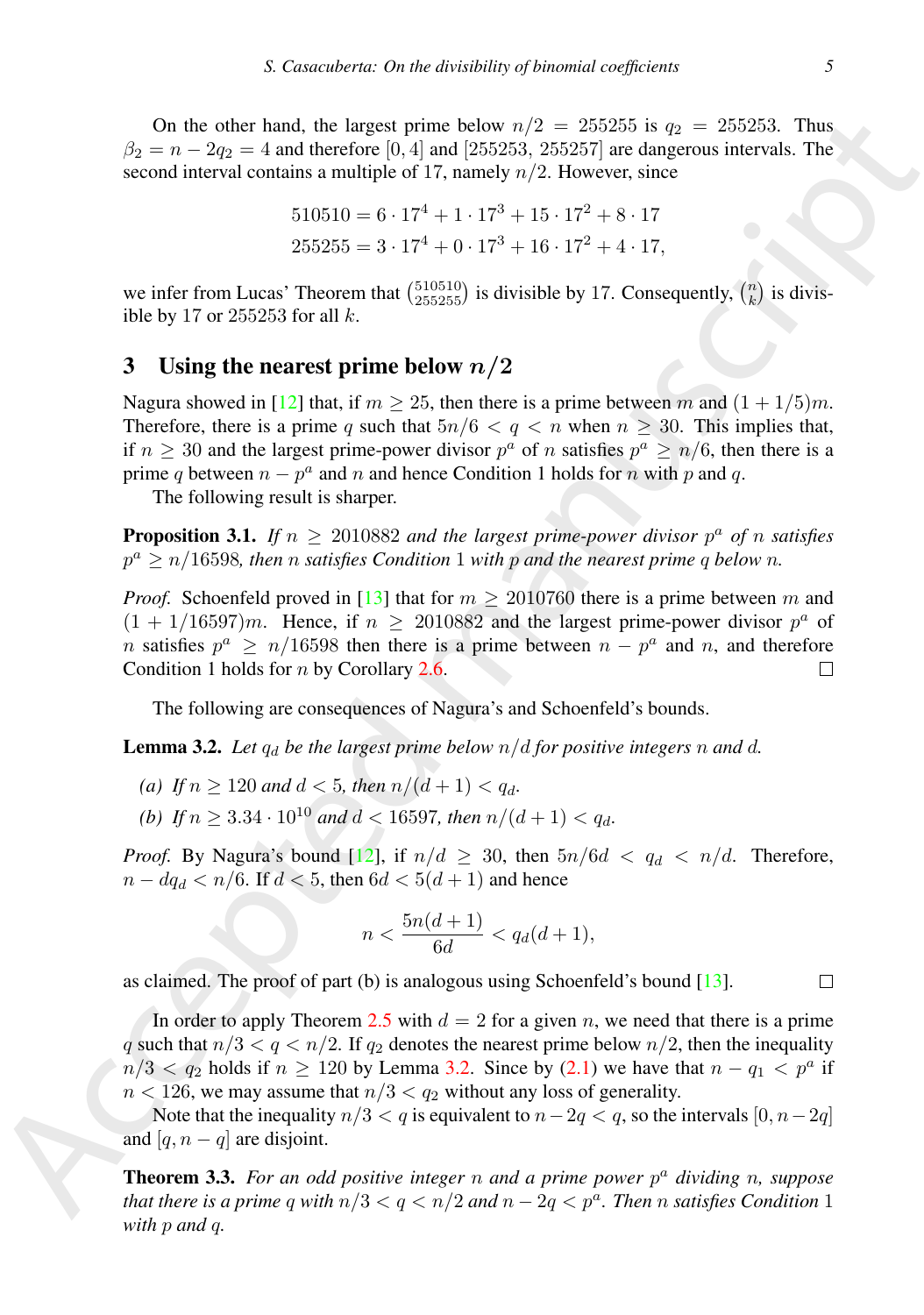On the other hand, the largest prime below $n/2 = 255255$ is $q_2 = 255253$. Thus $\beta_2 = n - 2q_2 = 4$ and therefore $[0, 4]$ and $[255253, 255257]$ are dangerous intervals. The second interval contains a multiple of 17, namely $n/2$. However, since

$$\begin{aligned} 510510 &= 6 \cdot 17^4 + 1 \cdot 17^3 + 15 \cdot 17^2 + 8 \cdot 17 \\ 255255 &= 3 \cdot 17^4 + 0 \cdot 17^3 + 16 \cdot 17^2 + 4 \cdot 17, \end{aligned}$$

we infer from Lucas' Theorem that $\binom{510510}{255255}$ is divisible by 17. Consequently, $\binom{n}{k}$ is divisible by 17 or 255253 for all $k$.

## 3 Using the nearest prime below $n/2$

Nagura showed in [12] that, if $m \geq 25$, then there is a prime between $m$ and $(1 + 1/5)m$. Therefore, there is a prime $q$ such that $5n/6 < q < n$ when $n \geq 30$. This implies that, if $n \geq 30$ and the largest prime-power divisor $p^a$ of $n$ satisfies $p^a \geq n/6$, then there is a prime $q$ between $n - p^a$ and $n$ and hence Condition 1 holds for $n$ with $p$ and $q$.

The following result is sharper.

**Proposition 3.1.** *If $n \geq 2010882$ and the largest prime-power divisor $p^a$ of $n$ satisfies $p^a \geq n/16598$, then $n$ satisfies Condition 1 with $p$ and the nearest prime $q$ below $n$.*

*Proof.* Schoenfeld proved in [13] that for $m \geq 2010760$ there is a prime between $m$ and $(1 + 1/16597)m$. Hence, if $n \geq 2010882$ and the largest prime-power divisor $p^a$ of $n$ satisfies $p^a \geq n/16598$ then there is a prime between $n - p^a$ and $n$, and therefore Condition 1 holds for $n$ by Corollary 2.6. □

The following are consequences of Nagura's and Schoenfeld's bounds.

**Lemma 3.2.** *Let $q_d$ be the largest prime below $n/d$ for positive integers $n$ and $d$.*

*(a) If $n \geq 120$ and $d < 5$, then $n/(d+1) < q_d$.*

*(b) If $n \geq 3.34 \cdot 10^{10}$ and $d < 16597$, then $n/(d+1) < q_d$.*

*Proof.* By Nagura's bound [12], if $n/d \geq 30$, then $5n/6d < q_d < n/d$. Therefore, $n - dq_d < n/6$. If $d < 5$, then $6d < 5(d + 1)$ and hence

$$n < \frac{5n(d+1)}{6d} < q_d(d+1),$$

as claimed. The proof of part (b) is analogous using Schoenfeld's bound [13]. □

In order to apply Theorem 2.5 with $d = 2$ for a given $n$, we need that there is a prime $q$ such that $n/3 < q < n/2$. If $q_2$ denotes the nearest prime below $n/2$, then the inequality $n/3 < q_2$ holds if $n \geq 120$ by Lemma 3.2. Since by (2.1) we have that $n - q_1 < p^a$ if $n < 126$, we may assume that $n/3 < q_2$ without any loss of generality.

Note that the inequality $n/3 < q$ is equivalent to $n - 2q < q$, so the intervals $[0, n-2q]$ and $[q, n-q]$ are disjoint.

**Theorem 3.3.** *For an odd positive integer $n$ and a prime power $p^a$ dividing $n$, suppose that there is a prime $q$ with $n/3 < q < n/2$ and $n - 2q < p^a$. Then $n$ satisfies Condition 1 with $p$ and $q$.*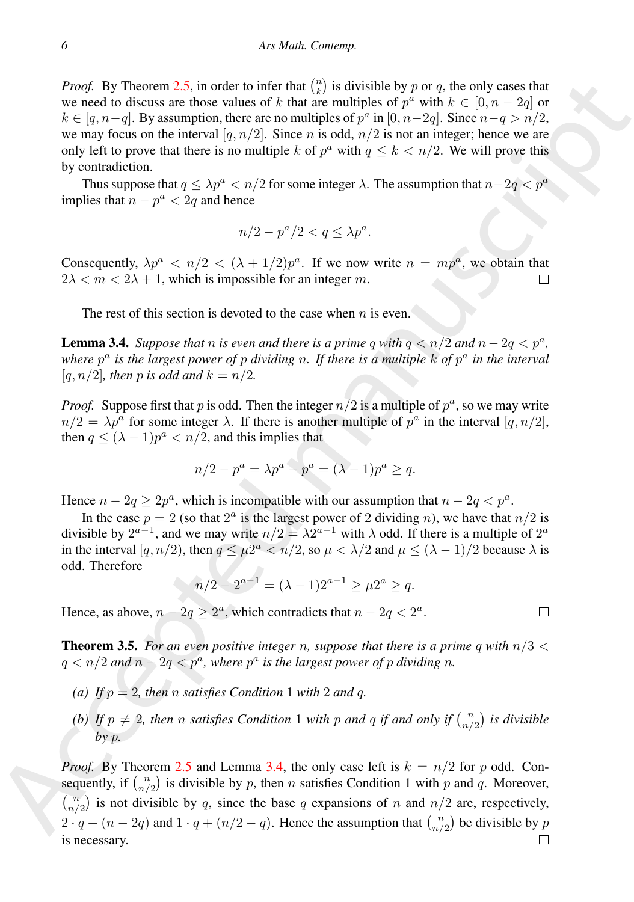*Proof.* By Theorem 2.5, in order to infer that $\binom{n}{k}$ is divisible by $p$ or $q$, the only cases that we need to discuss are those values of $k$ that are multiples of $p^a$ with $k \in [0, n-2q]$ or $k \in [q, n-q]$. By assumption, there are no multiples of $p^a$ in $[0, n-2q]$. Since $n-q > n/2$, we may focus on the interval $[q, n/2]$. Since $n$ is odd, $n/2$ is not an integer; hence we are only left to prove that there is no multiple $k$ of $p^a$ with $q \le k < n/2$. We will prove this by contradiction.

Thus suppose that $q \le \lambda p^a < n/2$ for some integer $\lambda$. The assumption that $n-2q < p^a$ implies that $n - p^a < 2q$ and hence

$$n/2 - p^a/2 < q \le \lambda p^a.$$

Consequently, $\lambda p^a < n/2 < (\lambda + 1/2)p^a$. If we now write $n = mp^a$, we obtain that $2\lambda < m < 2\lambda + 1$, which is impossible for an integer $m$. □

The rest of this section is devoted to the case when $n$ is even.

**Lemma 3.4.** *Suppose that $n$ is even and there is a prime $q$ with $q < n/2$ and $n - 2q < p^a$, where $p^a$ is the largest power of $p$ dividing $n$. If there is a multiple $k$ of $p^a$ in the interval $[q, n/2]$, then $p$ is odd and $k = n/2$.*

*Proof.* Suppose first that $p$ is odd. Then the integer $n/2$ is a multiple of $p^a$, so we may write $n/2 = \lambda p^a$ for some integer $\lambda$. If there is another multiple of $p^a$ in the interval $[q, n/2]$, then $q \le (\lambda - 1)p^a < n/2$, and this implies that

$$n/2 - p^a = \lambda p^a - p^a = (\lambda - 1)p^a \ge q.$$

Hence $n - 2q \ge 2p^a$, which is incompatible with our assumption that $n - 2q < p^a$.

In the case $p = 2$ (so that $2^a$ is the largest power of 2 dividing $n$), we have that $n/2$ is divisible by $2^{a-1}$, and we may write $n/2 = \lambda 2^{a-1}$ with $\lambda$ odd. If there is a multiple of $2^a$ in the interval $[q, n/2)$, then $q \le \mu 2^a < n/2$, so $\mu < \lambda/2$ and $\mu \le (\lambda - 1)/2$ because $\lambda$ is odd. Therefore

$$n/2 - 2^{a-1} = (\lambda - 1)2^{a-1} \ge \mu 2^a \ge q.$$

Hence, as above, $n - 2q \ge 2^a$, which contradicts that $n - 2q < 2^a$. □

**Theorem 3.5.** *For an even positive integer $n$, suppose that there is a prime $q$ with $n/3 < q < n/2$ and $n - 2q < p^a$, where $p^a$ is the largest power of $p$ dividing $n$.*

*(a) If $p = 2$, then $n$ satisfies Condition 1 with 2 and $q$.*

*(b) If $p \neq 2$, then $n$ satisfies Condition 1 with $p$ and $q$ if and only if $\binom{n}{n/2}$ is divisible by $p$.*

*Proof.* By Theorem 2.5 and Lemma 3.4, the only case left is $k = n/2$ for $p$ odd. Consequently, if $\binom{n}{n/2}$ is divisible by $p$, then $n$ satisfies Condition 1 with $p$ and $q$. Moreover, $\binom{n}{n/2}$ is not divisible by $q$, since the base $q$ expansions of $n$ and $n/2$ are, respectively, $2 \cdot q + (n - 2q)$ and $1 \cdot q + (n/2 - q)$. Hence the assumption that $\binom{n}{n/2}$ be divisible by $p$ is necessary. □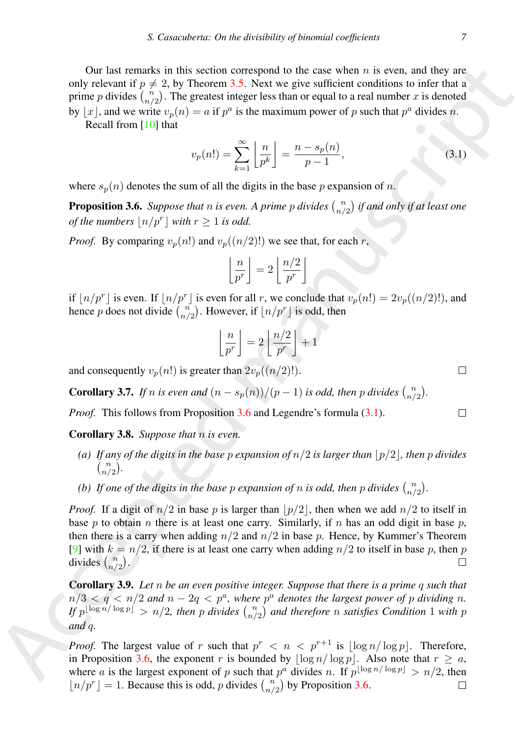Our last remarks in this section correspond to the case when $n$ is even, and they are only relevant if $p \neq 2$, by Theorem 3.5. Next we give sufficient conditions to infer that a prime $p$ divides $\binom{n}{n/2}$. The greatest integer less than or equal to a real number $x$ is denoted by $\lfloor x \rfloor$, and we write $v_p(n) = a$ if $p^a$ is the maximum power of $p$ such that $p^a$ divides $n$.

Recall from [10] that

$$v_p(n!) = \sum_{k=1}^{\infty} \left\lfloor \frac{n}{p^k} \right\rfloor = \frac{n - s_p(n)}{p-1}, \tag{3.1}$$

where $s_p(n)$ denotes the sum of all the digits in the base $p$ expansion of $n$.

**Proposition 3.6.** *Suppose that $n$ is even. A prime $p$ divides $\binom{n}{n/2}$ if and only if at least one of the numbers $\lfloor n/p^r \rfloor$ with $r \geq 1$ is odd.*

*Proof.* By comparing $v_p(n!)$ and $v_p((n/2)!)$ we see that, for each $r$,

$$\left\lfloor \frac{n}{p^r} \right\rfloor = 2 \left\lfloor \frac{n/2}{p^r} \right\rfloor$$

if $\lfloor n/p^r \rfloor$ is even. If $\lfloor n/p^r \rfloor$ is even for all $r$, we conclude that $v_p(n!) = 2v_p((n/2)!)$, and hence $p$ does not divide $\binom{n}{n/2}$. However, if $\lfloor n/p^r \rfloor$ is odd, then

$$\left\lfloor \frac{n}{p^r} \right\rfloor = 2 \left\lfloor \frac{n/2}{p^r} \right\rfloor + 1$$

and consequently $v_p(n!)$ is greater than $2v_p((n/2)!)$. □

**Corollary 3.7.** *If $n$ is even and $(n - s_p(n))/(p-1)$ is odd, then $p$ divides $\binom{n}{n/2}$.*

*Proof.* This follows from Proposition 3.6 and Legendre's formula (3.1). □

**Corollary 3.8.** *Suppose that $n$ is even.*

*(a) If any of the digits in the base $p$ expansion of $n/2$ is larger than $\lfloor p/2 \rfloor$, then $p$ divides $\binom{n}{n/2}$.*

*(b) If one of the digits in the base $p$ expansion of $n$ is odd, then $p$ divides $\binom{n}{n/2}$.*

*Proof.* If a digit of $n/2$ in base $p$ is larger than $\lfloor p/2 \rfloor$, then when we add $n/2$ to itself in base $p$ to obtain $n$ there is at least one carry. Similarly, if $n$ has an odd digit in base $p$, then there is a carry when adding $n/2$ and $n/2$ in base $p$. Hence, by Kummer's Theorem [9] with $k = n/2$, if there is at least one carry when adding $n/2$ to itself in base $p$, then $p$ divides $\binom{n}{n/2}$. □

**Corollary 3.9.** *Let $n$ be an even positive integer. Suppose that there is a prime $q$ such that $n/3 < q < n/2$ and $n - 2q < p^a$, where $p^a$ denotes the largest power of $p$ dividing $n$. If $p^{\lfloor \log n / \log p \rfloor} > n/2$, then $p$ divides $\binom{n}{n/2}$ and therefore $n$ satisfies Condition 1 with $p$ and $q$.*

*Proof.* The largest value of $r$ such that $p^r < n < p^{r+1}$ is $\lfloor \log n / \log p \rfloor$. Therefore, in Proposition 3.6, the exponent $r$ is bounded by $\lfloor \log n / \log p \rfloor$. Also note that $r \geq a$, where $a$ is the largest exponent of $p$ such that $p^a$ divides $n$. If $p^{\lfloor \log n / \log p \rfloor} > n/2$, then $\lfloor n/p^r \rfloor = 1$. Because this is odd, $p$ divides $\binom{n}{n/2}$ by Proposition 3.6. □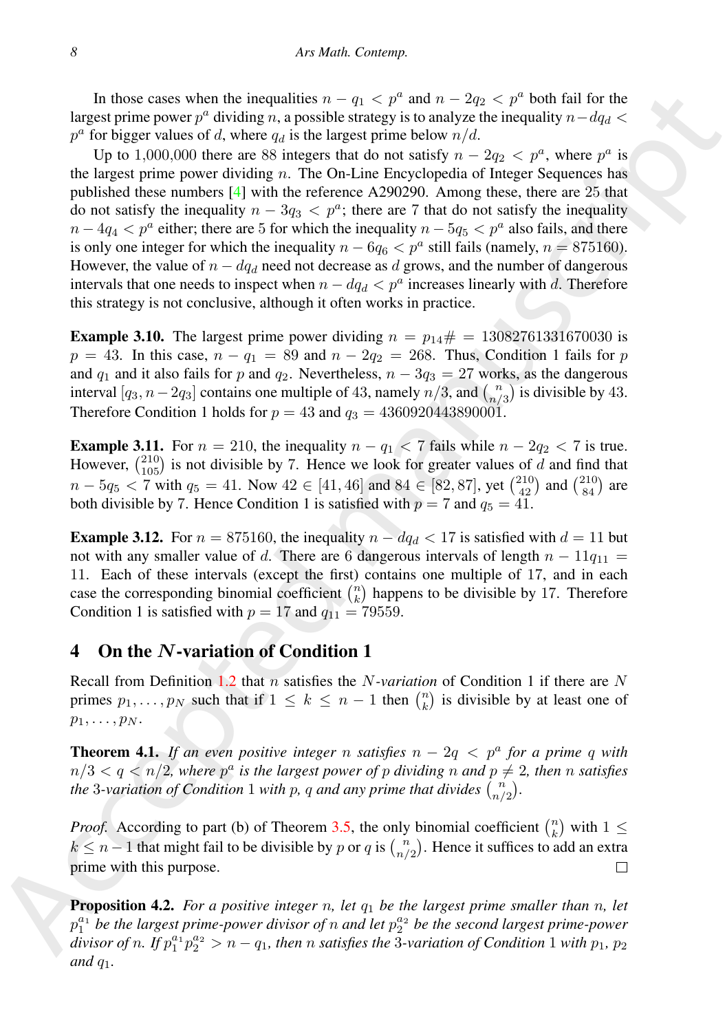In those cases when the inequalities $n - q_1 < p^a$ and $n - 2q_2 < p^a$ both fail for the largest prime power $p^a$ dividing $n$, a possible strategy is to analyze the inequality $n - dq_d < p^a$ for bigger values of $d$, where $q_d$ is the largest prime below $n/d$.

Up to 1,000,000 there are 88 integers that do not satisfy $n - 2q_2 < p^a$, where $p^a$ is the largest prime power dividing $n$. The On-Line Encyclopedia of Integer Sequences has published these numbers [4] with the reference A290290. Among these, there are 25 that do not satisfy the inequality $n - 3q_3 < p^a$; there are 7 that do not satisfy the inequality $n - 4q_4 < p^a$ either; there are 5 for which the inequality $n - 5q_5 < p^a$ also fails, and there is only one integer for which the inequality $n - 6q_6 < p^a$ still fails (namely, $n = 875160$). However, the value of $n - dq_d$ need not decrease as $d$ grows, and the number of dangerous intervals that one needs to inspect when $n - dq_d < p^a$ increases linearly with $d$. Therefore this strategy is not conclusive, although it often works in practice.

**Example 3.10.** The largest prime power dividing $n = p_{14}\# = 13082761331670030$ is $p = 43$. In this case, $n - q_1 = 89$ and $n - 2q_2 = 268$. Thus, Condition 1 fails for $p$ and $q_1$ and it also fails for $p$ and $q_2$. Nevertheless, $n - 3q_3 = 27$ works, as the dangerous interval $[q_3, n - 2q_3]$ contains one multiple of 43, namely $n/3$, and $\binom{n}{n/3}$ is divisible by 43. Therefore Condition 1 holds for $p = 43$ and $q_3 = 4360920443890001$.

**Example 3.11.** For $n = 210$, the inequality $n - q_1 < 7$ fails while $n - 2q_2 < 7$ is true. However, $\binom{210}{105}$ is not divisible by 7. Hence we look for greater values of $d$ and find that $n - 5q_5 < 7$ with $q_5 = 41$. Now $42 \in [41, 46]$ and $84 \in [82, 87]$, yet $\binom{210}{42}$ and $\binom{210}{84}$ are both divisible by 7. Hence Condition 1 is satisfied with $p = 7$ and $q_5 = 41$.

**Example 3.12.** For $n = 875160$, the inequality $n - dq_d < 17$ is satisfied with $d = 11$ but not with any smaller value of $d$. There are 6 dangerous intervals of length $n - 11q_{11} = 11$. Each of these intervals (except the first) contains one multiple of 17, and in each case the corresponding binomial coefficient $\binom{n}{k}$ happens to be divisible by 17. Therefore Condition 1 is satisfied with $p = 17$ and $q_{11} = 79559$.

## 4 On the $N$-variation of Condition 1

Recall from Definition 1.2 that $n$ satisfies the $N$-*variation* of Condition 1 if there are $N$ primes $p_1, \ldots, p_N$ such that if $1 \le k \le n-1$ then $\binom{n}{k}$ is divisible by at least one of $p_1, \ldots, p_N$.

**Theorem 4.1.** *If an even positive integer $n$ satisfies $n - 2q < p^a$ for a prime $q$ with $n/3 < q < n/2$, where $p^a$ is the largest power of $p$ dividing $n$ and $p \ne 2$, then $n$ satisfies the 3-variation of Condition 1 with $p$, $q$ and any prime that divides $\binom{n}{n/2}$.*

*Proof.* According to part (b) of Theorem 3.5, the only binomial coefficient $\binom{n}{k}$ with $1 \le k \le n-1$ that might fail to be divisible by $p$ or $q$ is $\binom{n}{n/2}$. Hence it suffices to add an extra prime with this purpose. □

**Proposition 4.2.** *For a positive integer $n$, let $q_1$ be the largest prime smaller than $n$, let $p_1^{a_1}$ be the largest prime-power divisor of $n$ and let $p_2^{a_2}$ be the second largest prime-power divisor of $n$. If $p_1^{a_1} p_2^{a_2} > n - q_1$, then $n$ satisfies the 3-variation of Condition 1 with $p_1$, $p_2$ and $q_1$.*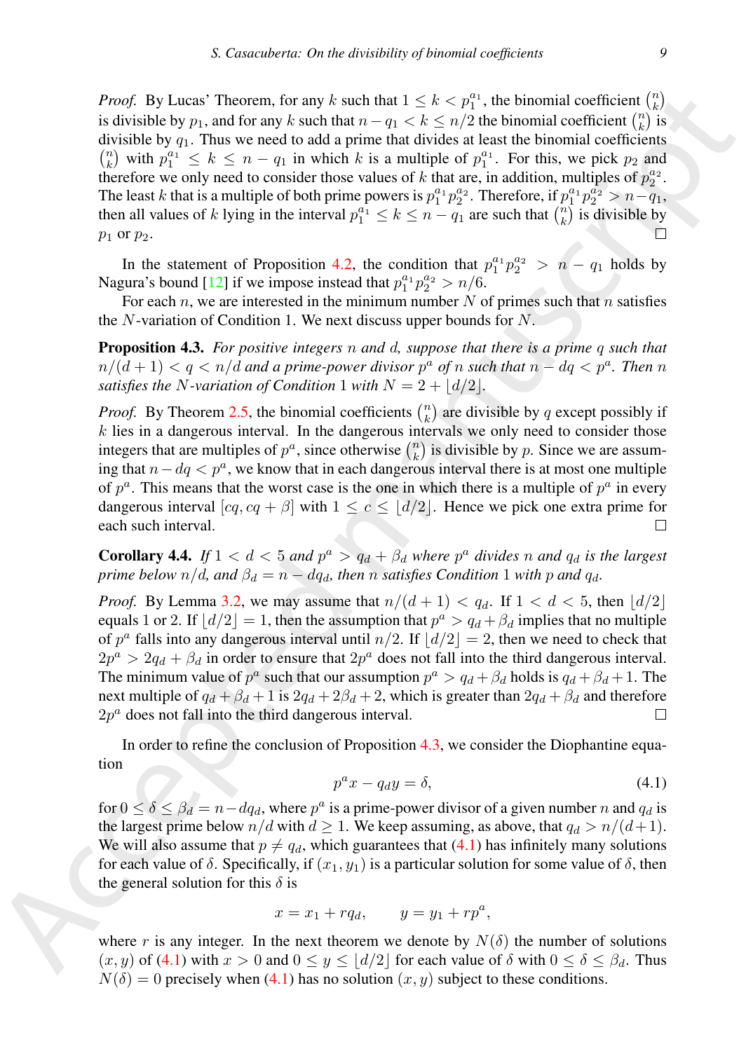*Proof.* By Lucas' Theorem, for any $k$ such that $1 \le k < p_1^{a_1}$, the binomial coefficient $\binom{n}{k}$ is divisible by $p_1$, and for any $k$ such that $n - q_1 < k \le n/2$ the binomial coefficient $\binom{n}{k}$ is divisible by $q_1$. Thus we need to add a prime that divides at least the binomial coefficients $\binom{n}{k}$ with $p_1^{a_1} \le k \le n - q_1$ in which $k$ is a multiple of $p_1^{a_1}$. For this, we pick $p_2$ and therefore we only need to consider those values of $k$ that are, in addition, multiples of $p_2^{a_2}$. The least $k$ that is a multiple of both prime powers is $p_1^{a_1} p_2^{a_2}$. Therefore, if $p_1^{a_1} p_2^{a_2} > n - q_1$, then all values of $k$ lying in the interval $p_1^{a_1} \le k \le n - q_1$ are such that $\binom{n}{k}$ is divisible by $p_1$ or $p_2$. □

In the statement of Proposition 4.2, the condition that $p_1^{a_1} p_2^{a_2} > n - q_1$ holds by Nagura's bound [12] if we impose instead that $p_1^{a_1} p_2^{a_2} > n/6$.

For each $n$, we are interested in the minimum number $N$ of primes such that $n$ satisfies the $N$-variation of Condition 1. We next discuss upper bounds for $N$.

**Proposition 4.3.** *For positive integers $n$ and $d$, suppose that there is a prime $q$ such that $n/(d+1) < q < n/d$ and a prime-power divisor $p^a$ of $n$ such that $n - dq < p^a$. Then $n$ satisfies the $N$-variation of Condition 1 with $N = 2 + \lfloor d/2 \rfloor$.*

*Proof.* By Theorem 2.5, the binomial coefficients $\binom{n}{k}$ are divisible by $q$ except possibly if $k$ lies in a dangerous interval. In the dangerous intervals we only need to consider those integers that are multiples of $p^a$, since otherwise $\binom{n}{k}$ is divisible by $p$. Since we are assuming that $n - dq < p^a$, we know that in each dangerous interval there is at most one multiple of $p^a$. This means that the worst case is the one in which there is a multiple of $p^a$ in every dangerous interval $[cq, cq + \beta]$ with $1 \le c \le \lfloor d/2 \rfloor$. Hence we pick one extra prime for each such interval. □

**Corollary 4.4.** *If $1 < d < 5$ and $p^a > q_d + \beta_d$ where $p^a$ divides $n$ and $q_d$ is the largest prime below $n/d$, and $\beta_d = n - dq_d$, then $n$ satisfies Condition 1 with $p$ and $q_d$.*

*Proof.* By Lemma 3.2, we may assume that $n/(d+1) < q_d$. If $1 < d < 5$, then $\lfloor d/2 \rfloor$ equals 1 or 2. If $\lfloor d/2 \rfloor = 1$, then the assumption that $p^a > q_d + \beta_d$ implies that no multiple of $p^a$ falls into any dangerous interval until $n/2$. If $\lfloor d/2 \rfloor = 2$, then we need to check that $2p^a > 2q_d + \beta_d$ in order to ensure that $2p^a$ does not fall into the third dangerous interval. The minimum value of $p^a$ such that our assumption $p^a > q_d + \beta_d$ holds is $q_d + \beta_d + 1$. The next multiple of $q_d + \beta_d + 1$ is $2q_d + 2\beta_d + 2$, which is greater than $2q_d + \beta_d$ and therefore $2p^a$ does not fall into the third dangerous interval. □

In order to refine the conclusion of Proposition 4.3, we consider the Diophantine equation

$$p^a x - q_d y = \delta, \tag{4.1}$$

for $0 \le \delta \le \beta_d = n - dq_d$, where $p^a$ is a prime-power divisor of a given number $n$ and $q_d$ is the largest prime below $n/d$ with $d \ge 1$. We keep assuming, as above, that $q_d > n/(d+1)$. We will also assume that $p \ne q_d$, which guarantees that (4.1) has infinitely many solutions for each value of $\delta$. Specifically, if $(x_1, y_1)$ is a particular solution for some value of $\delta$, then the general solution for this $\delta$ is

$$x = x_1 + r q_d, \qquad y = y_1 + r p^a,$$

where $r$ is any integer. In the next theorem we denote by $N(\delta)$ the number of solutions $(x, y)$ of (4.1) with $x > 0$ and $0 \le y \le \lfloor d/2 \rfloor$ for each value of $\delta$ with $0 \le \delta \le \beta_d$. Thus $N(\delta) = 0$ precisely when (4.1) has no solution $(x, y)$ subject to these conditions.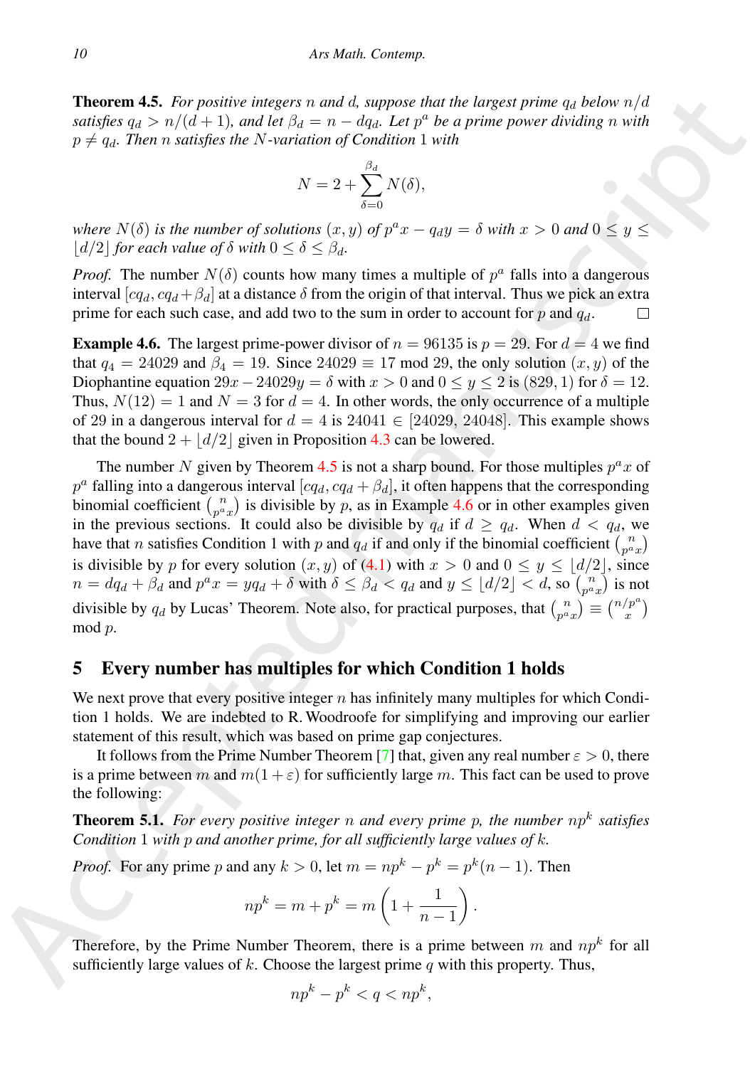**Theorem 4.5.** *For positive integers $n$ and $d$, suppose that the largest prime $q_d$ below $n/d$ satisfies $q_d > n/(d+1)$, and let $\beta_d = n - dq_d$. Let $p^a$ be a prime power dividing $n$ with $p \neq q_d$. Then $n$ satisfies the $N$-variation of Condition 1 with*

$$N = 2 + \sum_{\delta=0}^{\beta_d} N(\delta),$$

*where $N(\delta)$ is the number of solutions $(x, y)$ of $p^a x - q_d y = \delta$ with $x > 0$ and $0 \le y \le \lfloor d/2 \rfloor$ for each value of $\delta$ with $0 \le \delta \le \beta_d$.*

*Proof.* The number $N(\delta)$ counts how many times a multiple of $p^a$ falls into a dangerous interval $[cq_d, cq_d + \beta_d]$ at a distance $\delta$ from the origin of that interval. Thus we pick an extra prime for each such case, and add two to the sum in order to account for $p$ and $q_d$. □

**Example 4.6.** The largest prime-power divisor of $n = 96135$ is $p = 29$. For $d = 4$ we find that $q_4 = 24029$ and $\beta_4 = 19$. Since $24029 \equiv 17 \bmod 29$, the only solution $(x, y)$ of the Diophantine equation $29x - 24029y = \delta$ with $x > 0$ and $0 \le y \le 2$ is $(829, 1)$ for $\delta = 12$. Thus, $N(12) = 1$ and $N = 3$ for $d = 4$. In other words, the only occurrence of a multiple of 29 in a dangerous interval for $d = 4$ is $24041 \in [24029, 24048]$. This example shows that the bound $2 + \lfloor d/2 \rfloor$ given in Proposition 4.3 can be lowered.

The number $N$ given by Theorem 4.5 is not a sharp bound. For those multiples $p^a x$ of $p^a$ falling into a dangerous interval $[cq_d, cq_d + \beta_d]$, it often happens that the corresponding binomial coefficient $\binom{n}{p^a x}$ is divisible by $p$, as in Example 4.6 or in other examples given in the previous sections. It could also be divisible by $q_d$ if $d \ge q_d$. When $d < q_d$, we have that $n$ satisfies Condition 1 with $p$ and $q_d$ if and only if the binomial coefficient $\binom{n}{p^a x}$ is divisible by $p$ for every solution $(x, y)$ of (4.1) with $x > 0$ and $0 \le y \le \lfloor d/2 \rfloor$, since $n = dq_d + \beta_d$ and $p^a x = yq_d + \delta$ with $\delta \le \beta_d < q_d$ and $y \le \lfloor d/2 \rfloor < d$, so $\binom{n}{p^a x}$ is not divisible by $q_d$ by Lucas' Theorem. Note also, for practical purposes, that $\binom{n}{p^a x} \equiv \binom{n/p^a}{x}$ mod $p$.

## 5 Every number has multiples for which Condition 1 holds

We next prove that every positive integer $n$ has infinitely many multiples for which Condition 1 holds. We are indebted to R. Woodroofe for simplifying and improving our earlier statement of this result, which was based on prime gap conjectures.

It follows from the Prime Number Theorem [7] that, given any real number $\varepsilon > 0$, there is a prime between $m$ and $m(1 + \varepsilon)$ for sufficiently large $m$. This fact can be used to prove the following:

**Theorem 5.1.** *For every positive integer $n$ and every prime $p$, the number $np^k$ satisfies Condition 1 with $p$ and another prime, for all sufficiently large values of $k$.*

*Proof.* For any prime $p$ and any $k > 0$, let $m = np^k - p^k = p^k(n-1)$. Then

$$np^k = m + p^k = m\left(1 + \frac{1}{n-1}\right).$$

Therefore, by the Prime Number Theorem, there is a prime between $m$ and $np^k$ for all sufficiently large values of $k$. Choose the largest prime $q$ with this property. Thus,

$$np^k - p^k < q < np^k,$$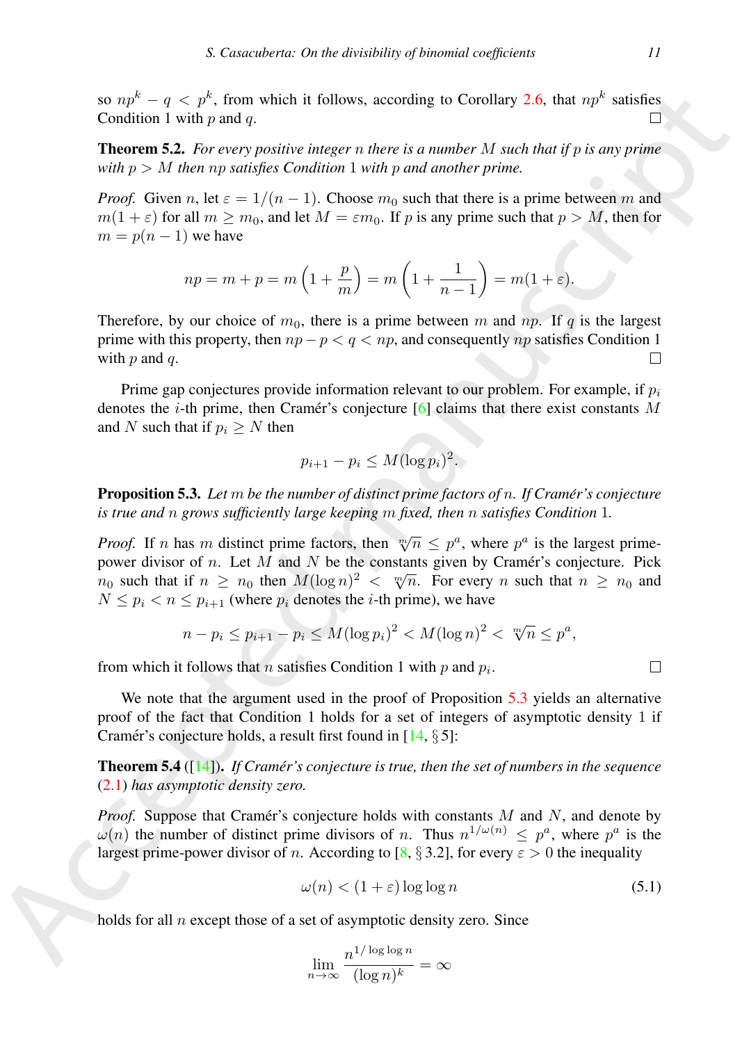so $np^k - q < p^k$, from which it follows, according to Corollary 2.6, that $np^k$ satisfies Condition 1 with $p$ and $q$. □

**Theorem 5.2.** *For every positive integer $n$ there is a number $M$ such that if $p$ is any prime with $p > M$ then $np$ satisfies Condition 1 with $p$ and another prime.*

*Proof.* Given $n$, let $\varepsilon = 1/(n-1)$. Choose $m_0$ such that there is a prime between $m$ and $m(1+\varepsilon)$ for all $m \geq m_0$, and let $M = \varepsilon m_0$. If $p$ is any prime such that $p > M$, then for $m = p(n-1)$ we have

$$np = m + p = m\left(1 + \frac{p}{m}\right) = m\left(1 + \frac{1}{n-1}\right) = m(1+\varepsilon).$$

Therefore, by our choice of $m_0$, there is a prime between $m$ and $np$. If $q$ is the largest prime with this property, then $np - p < q < np$, and consequently $np$ satisfies Condition 1 with $p$ and $q$. □

Prime gap conjectures provide information relevant to our problem. For example, if $p_i$ denotes the $i$-th prime, then Cramér's conjecture [6] claims that there exist constants $M$ and $N$ such that if $p_i \geq N$ then

$$p_{i+1} - p_i \leq M(\log p_i)^2.$$

**Proposition 5.3.** *Let $m$ be the number of distinct prime factors of $n$. If Cramér's conjecture is true and $n$ grows sufficiently large keeping $m$ fixed, then $n$ satisfies Condition 1.*

*Proof.* If $n$ has $m$ distinct prime factors, then $\sqrt[m]{n} \leq p^a$, where $p^a$ is the largest prime-power divisor of $n$. Let $M$ and $N$ be the constants given by Cramér's conjecture. Pick $n_0$ such that if $n \geq n_0$ then $M(\log n)^2 < \sqrt[m]{n}$. For every $n$ such that $n \geq n_0$ and $N \leq p_i < n \leq p_{i+1}$ (where $p_i$ denotes the $i$-th prime), we have

$$n - p_i \leq p_{i+1} - p_i \leq M(\log p_i)^2 < M(\log n)^2 < \sqrt[m]{n} \leq p^a,$$

from which it follows that $n$ satisfies Condition 1 with $p$ and $p_i$. □

We note that the argument used in the proof of Proposition 5.3 yields an alternative proof of the fact that Condition 1 holds for a set of integers of asymptotic density 1 if Cramér's conjecture holds, a result first found in [14, § 5]:

**Theorem 5.4** ([14]). *If Cramér's conjecture is true, then the set of numbers in the sequence (2.1) has asymptotic density zero.*

*Proof.* Suppose that Cramér's conjecture holds with constants $M$ and $N$, and denote by $\omega(n)$ the number of distinct prime divisors of $n$. Thus $n^{1/\omega(n)} \leq p^a$, where $p^a$ is the largest prime-power divisor of $n$. According to [8, § 3.2], for every $\varepsilon > 0$ the inequality

$$\omega(n) < (1+\varepsilon)\log\log n \tag{5.1}$$

holds for all $n$ except those of a set of asymptotic density zero. Since

$$\lim_{n\to\infty} \frac{n^{1/\log\log n}}{(\log n)^k} = \infty$$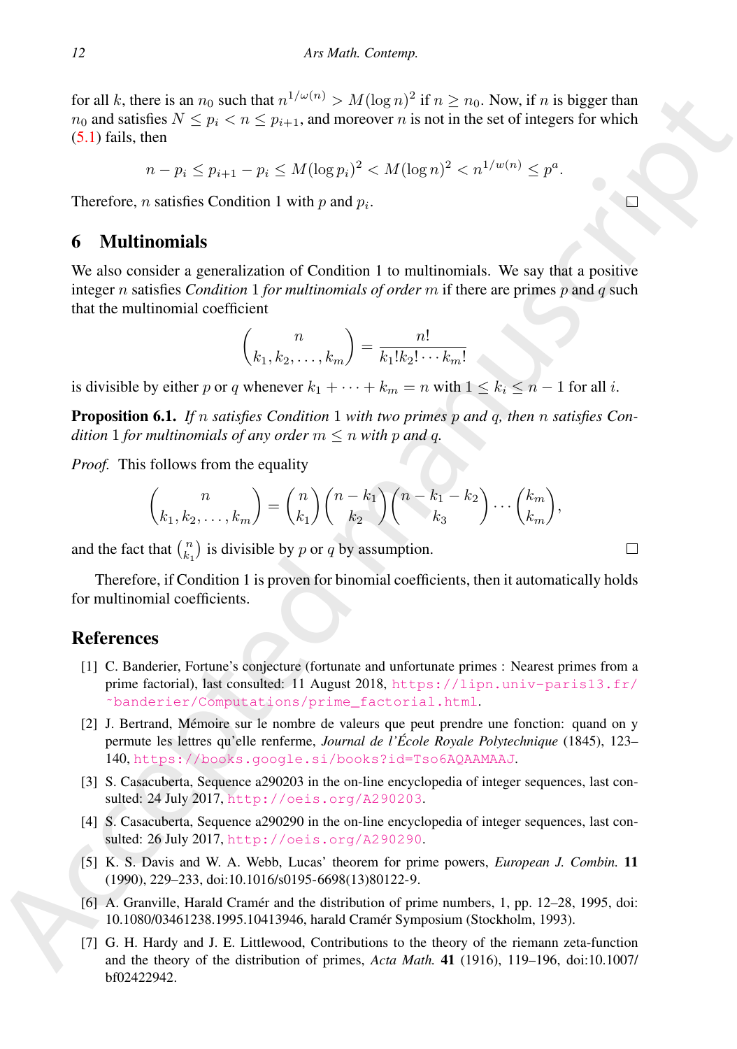for all $k$, there is an $n_0$ such that $n^{1/\omega(n)} > M(\log n)^2$ if $n \geq n_0$. Now, if $n$ is bigger than $n_0$ and satisfies $N \leq p_i < n \leq p_{i+1}$, and moreover $n$ is not in the set of integers for which (5.1) fails, then

$$n - p_i \leq p_{i+1} - p_i \leq M(\log p_i)^2 < M(\log n)^2 < n^{1/w(n)} \leq p^a.$$

Therefore, $n$ satisfies Condition 1 with $p$ and $p_i$. □

## 6 Multinomials

We also consider a generalization of Condition 1 to multinomials. We say that a positive integer $n$ satisfies *Condition* 1 *for multinomials of order* $m$ if there are primes $p$ and $q$ such that the multinomial coefficient

$$\binom{n}{k_1, k_2, \ldots, k_m} = \frac{n!}{k_1! k_2! \cdots k_m!}$$

is divisible by either $p$ or $q$ whenever $k_1 + \cdots + k_m = n$ with $1 \leq k_i \leq n - 1$ for all $i$.

**Proposition 6.1.** *If $n$ satisfies Condition 1 with two primes $p$ and $q$, then $n$ satisfies Condition 1 for multinomials of any order $m \leq n$ with $p$ and $q$.*

*Proof.* This follows from the equality

$$\binom{n}{k_1, k_2, \ldots, k_m} = \binom{n}{k_1}\binom{n-k_1}{k_2}\binom{n-k_1-k_2}{k_3}\cdots\binom{k_m}{k_m},$$

and the fact that $\binom{n}{k_1}$ is divisible by $p$ or $q$ by assumption. □

Therefore, if Condition 1 is proven for binomial coefficients, then it automatically holds for multinomial coefficients.

## References

[1] C. Banderier, Fortune's conjecture (fortunate and unfortunate primes : Nearest primes from a prime factorial), last consulted: 11 August 2018, https://lipn.univ-paris13.fr/~banderier/Computations/prime_factorial.html.

[2] J. Bertrand, Mémoire sur le nombre de valeurs que peut prendre une fonction: quand on y permute les lettres qu'elle renferme, *Journal de l'École Royale Polytechnique* (1845), 123–140, https://books.google.si/books?id=Tso6AQAAMAAJ.

[3] S. Casacuberta, Sequence a290203 in the on-line encyclopedia of integer sequences, last consulted: 24 July 2017, http://oeis.org/A290203.

[4] S. Casacuberta, Sequence a290290 in the on-line encyclopedia of integer sequences, last consulted: 26 July 2017, http://oeis.org/A290290.

[5] K. S. Davis and W. A. Webb, Lucas' theorem for prime powers, *European J. Combin.* **11** (1990), 229–233, doi:10.1016/s0195-6698(13)80122-9.

[6] A. Granville, Harald Cramér and the distribution of prime numbers, 1, pp. 12–28, 1995, doi: 10.1080/03461238.1995.10413946, harald Cramér Symposium (Stockholm, 1993).

[7] G. H. Hardy and J. E. Littlewood, Contributions to the theory of the riemann zeta-function and the theory of the distribution of primes, *Acta Math.* **41** (1916), 119–196, doi:10.1007/bf02422942.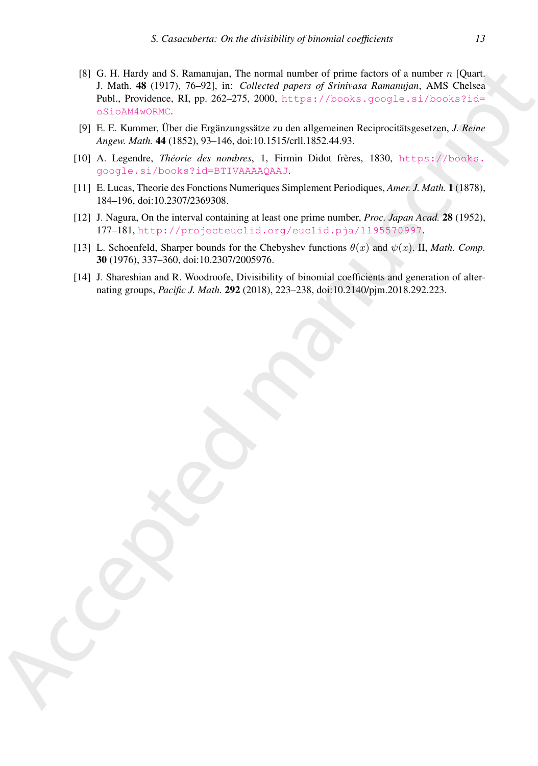[8] G. H. Hardy and S. Ramanujan, The normal number of prime factors of a number $n$ [Quart. J. Math. **48** (1917), 76–92], in: *Collected papers of Srinivasa Ramanujan*, AMS Chelsea Publ., Providence, RI, pp. 262–275, 2000, https://books.google.si/books?id=oSioAM4wORMC.

[9] E. E. Kummer, Über die Ergänzungssätze zu den allgemeinen Reciprocitätsgesetzen, *J. Reine Angew. Math.* **44** (1852), 93–146, doi:10.1515/crll.1852.44.93.

[10] A. Legendre, *Théorie des nombres*, 1, Firmin Didot frères, 1830, https://books.google.si/books?id=BTIVAAAAQAAJ.

[11] E. Lucas, Theorie des Fonctions Numeriques Simplement Periodiques, *Amer. J. Math.* **1** (1878), 184–196, doi:10.2307/2369308.

[12] J. Nagura, On the interval containing at least one prime number, *Proc. Japan Acad.* **28** (1952), 177–181, http://projecteuclid.org/euclid.pja/1195570997.

[13] L. Schoenfeld, Sharper bounds for the Chebyshev functions $\theta(x)$ and $\psi(x)$. II, *Math. Comp.* **30** (1976), 337–360, doi:10.2307/2005976.

[14] J. Shareshian and R. Woodroofe, Divisibility of binomial coefficients and generation of alternating groups, *Pacific J. Math.* **292** (2018), 223–238, doi:10.2140/pjm.2018.292.223.